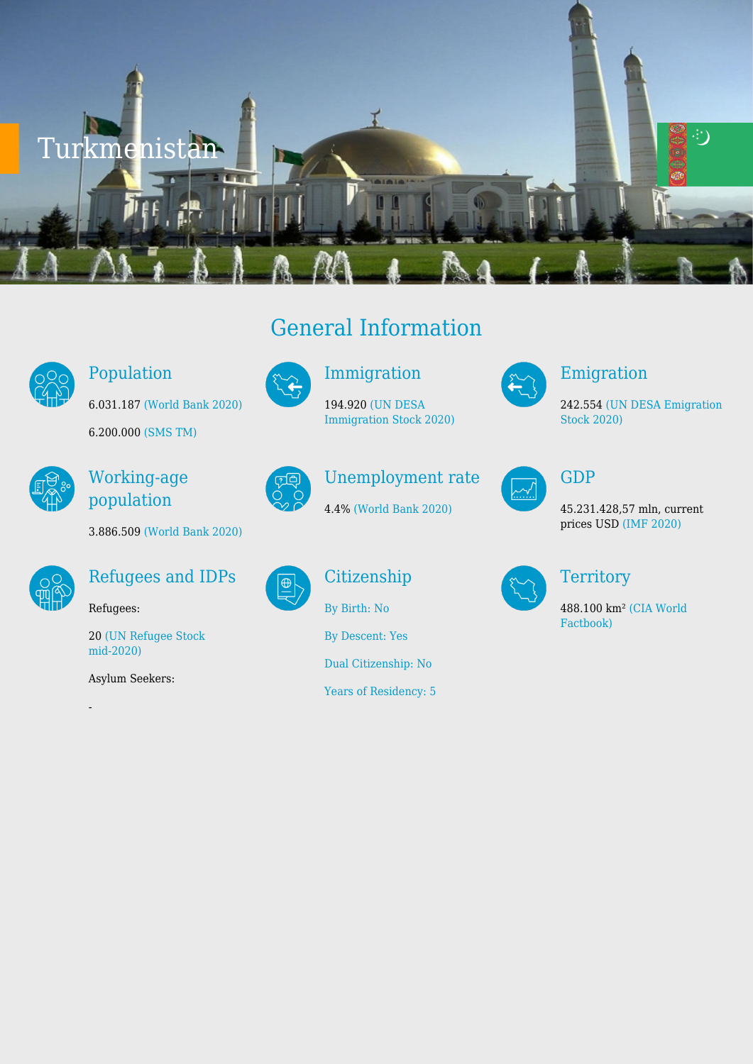# Turkmenistan

## General Information

### Population

6.031.187 (World Bank 2020)

6.200.000 (SMS TM)

### Immigration

194.920 (UN DESA Immigration Stock 2020)

### Emigration

242.554 (UN DESA Emigration Stock 2020)

### Working-age population

3.886.509 (World Bank 2020)

### Unemployment rate

4.4% (World Bank 2020)

### GDP

45.231.428,57 mln, current prices USD (IMF 2020)

### Refugees and IDPs

Refugees:

20 (UN Refugee Stock mid-2020)

Asylum Seekers:

-

### Citizenship

By Birth: No

By Descent: Yes

Dual Citizenship: No

Years of Residency: 5

### Territory

488.100 km² (CIA World Factbook)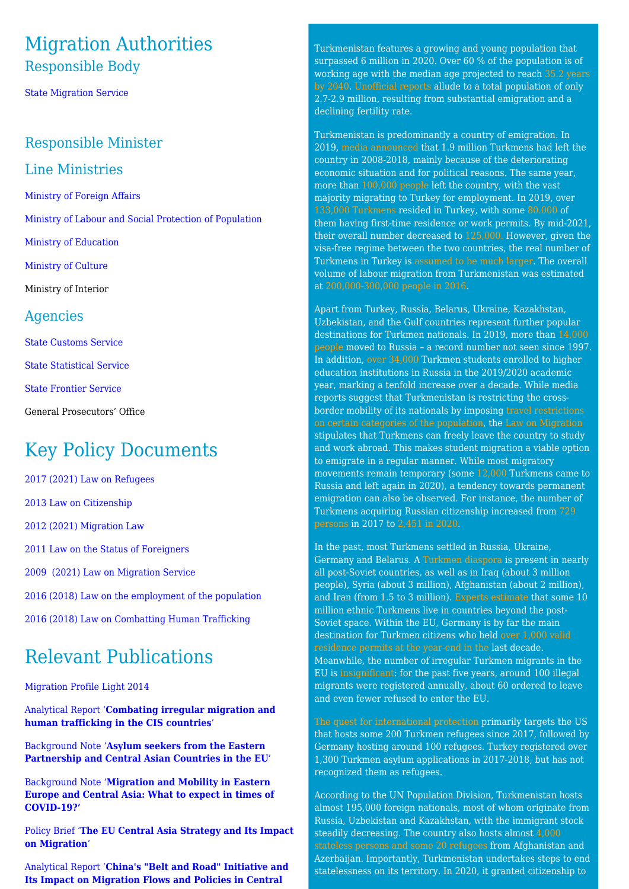# Migration Authorities

## Responsible Body

State Migration Service

## Responsible Minister

## Line Ministries

Ministry of Foreign Affairs

Ministry of Labour and Social Protection of Population

Ministry of Education

Ministry of Culture

Ministry of Interior

## Agencies

State Customs Service

State Statistical Service

State Frontier Service

General Prosecutors' Office

# Key Policy Documents

2017 (2021) Law on Refugees

2013 Law on Citizenship

2012 (2021) Migration Law

2011 Law on the Status of Foreigners

2009 (2021) Law on Migration Service

2016 (2018) Law on the employment of the population

2016 (2018) Law on Combatting Human Trafficking

# Relevant Publications

Migration Profile Light 2014

Analytical Report '**Combating irregular migration and human trafficking in the CIS countries**'

Background Note '**Asylum seekers from the Eastern Partnership and Central Asian Countries in the EU**'

Background Note '**Migration and Mobility in Eastern Europe and Central Asia: What to expect in times of COVID-19?**'

Policy Brief '**The EU Central Asia Strategy and Its Impact on Migration**'

Analytical Report '**China's "Belt and Road" Initiative and Its Impact on Migration Flows and Policies in Central**

Turkmenistan features a growing and young population that surpassed 6 million in 2020. Over 60 % of the population is of working age with the median age projected to reach 35.2 years by 2040. Unofficial reports allude to a total population of only 2.7-2.9 million, resulting from substantial emigration and a declining fertility rate.

Turkmenistan is predominantly a country of emigration. In 2019, media announced that 1.9 million Turkmens had left the country in 2008-2018, mainly because of the deteriorating economic situation and for political reasons. The same year, more than 100,000 people left the country, with the vast majority migrating to Turkey for employment. In 2019, over 133,000 Turkmens resided in Turkey, with some 80,000 of them having first-time residence or work permits. By mid-2021, their overall number decreased to 125,000. However, given the visa-free regime between the two countries, the real number of Turkmens in Turkey is assumed to be much larger. The overall volume of labour migration from Turkmenistan was estimated at 200,000-300,000 people in 2016.

Apart from Turkey, Russia, Belarus, Ukraine, Kazakhstan, Uzbekistan, and the Gulf countries represent further popular destinations for Turkmen nationals. In 2019, more than 14,000 people moved to Russia – a record number not seen since 1997. In addition, over 34,000 Turkmen students enrolled to higher education institutions in Russia in the 2019/2020 academic year, marking a tenfold increase over a decade. While media reports suggest that Turkmenistan is restricting the cross-border mobility of its nationals by imposing travel restrictions on certain categories of the population, the Law on Migration stipulates that Turkmens can freely leave the country to study and work abroad. This makes student migration a viable option to emigrate in a regular manner. While most migratory movements remain temporary (some 12,000 Turkmens came to Russia and left again in 2020), a tendency towards permanent emigration can also be observed. For instance, the number of Turkmens acquiring Russian citizenship increased from 729 persons in 2017 to 2,451 in 2020.

In the past, most Turkmens settled in Russia, Ukraine, Germany and Belarus. A Turkmen diaspora is present in nearly all post-Soviet countries, as well as in Iraq (about 3 million people), Syria (about 3 million), Afghanistan (about 2 million), and Iran (from 1.5 to 3 million). Experts estimate that some 10 million ethnic Turkmens live in countries beyond the post-Soviet space. Within the EU, Germany is by far the main destination for Turkmen citizens who held over 1,000 valid residence permits at the year-end in the last decade. Meanwhile, the number of irregular Turkmen migrants in the EU is insignificant: for the past five years, around 100 illegal migrants were registered annually, about 60 ordered to leave and even fewer refused to enter the EU.

The quest for international protection primarily targets the US that hosts some 200 Turkmen refugees since 2017, followed by Germany hosting around 100 refugees. Turkey registered over 1,300 Turkmen asylum applications in 2017-2018, but has not recognized them as refugees.

According to the UN Population Division, Turkmenistan hosts almost 195,000 foreign nationals, most of whom originate from Russia, Uzbekistan and Kazakhstan, with the immigrant stock steadily decreasing. The country also hosts almost 4,000 stateless persons and some 20 refugees from Afghanistan and Azerbaijan. Importantly, Turkmenistan undertakes steps to end statelessness on its territory. In 2020, it granted citizenship to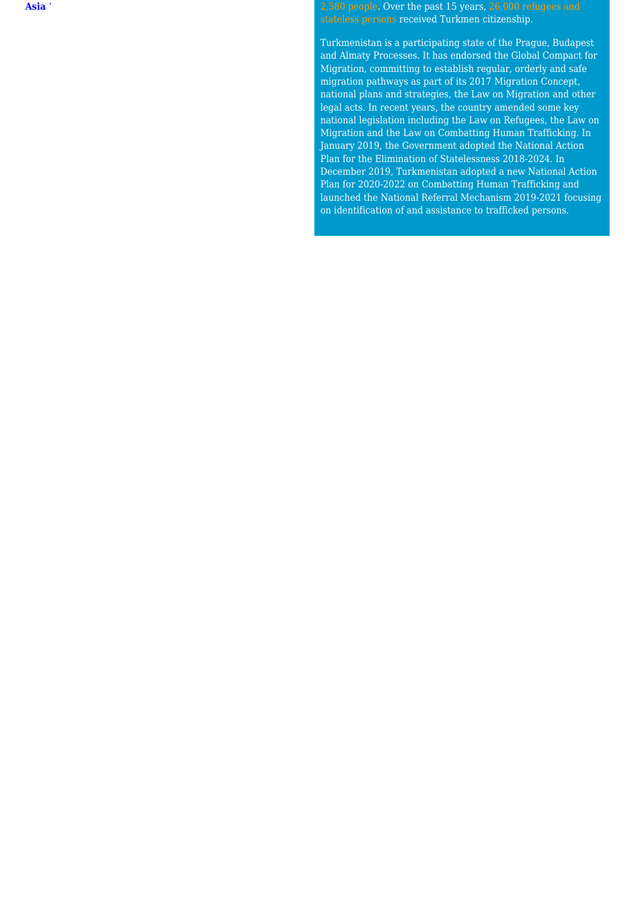**Asia** '

2,580 people. Over the past 15 years, 26,000 refugees and stateless persons received Turkmen citizenship.

Turkmenistan is a participating state of the Prague, Budapest and Almaty Processes. It has endorsed the Global Compact for Migration, committing to establish regular, orderly and safe migration pathways as part of its 2017 Migration Concept, national plans and strategies, the Law on Migration and other legal acts. In recent years, the country amended some key national legislation including the Law on Refugees, the Law on Migration and the Law on Combatting Human Trafficking. In January 2019, the Government adopted the National Action Plan for the Elimination of Statelessness 2018-2024. In December 2019, Turkmenistan adopted a new National Action Plan for 2020-2022 on Combatting Human Trafficking and launched the National Referral Mechanism 2019-2021 focusing on identification of and assistance to trafficked persons.